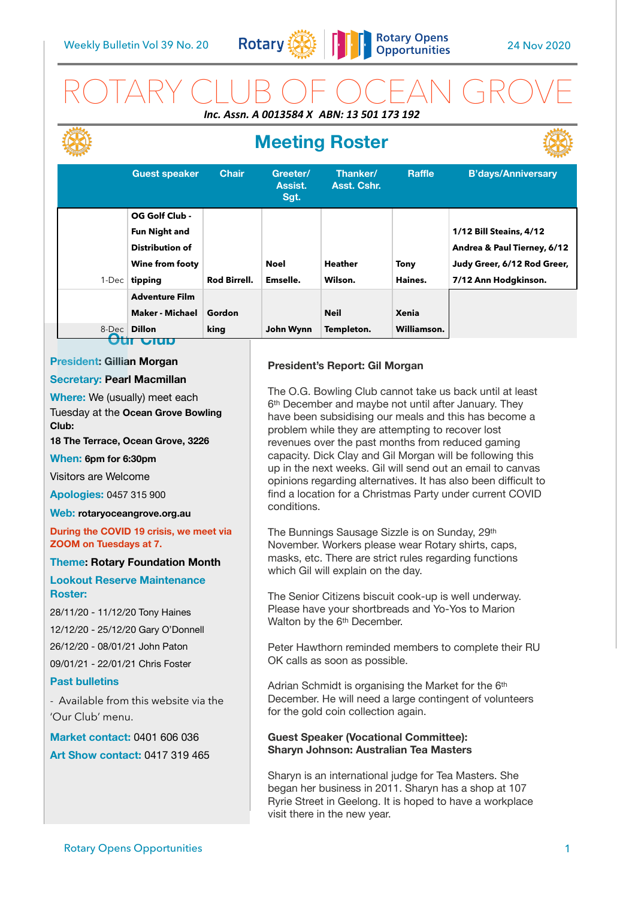Weekly Bulletin Vol 39 No. 20 — 24 Nov 2020

# ROTARY CLUB OF OCEAN GROVE

***Inc. Assn. A 0013584 X ABN: 13 501 173 192***

## Meeting Roster

| | Guest speaker | Chair | Greeter/ Assist. Sgt. | Thanker/ Asst. Cshr. | Raffle | B'days/Anniversary |
|---|---|---|---|---|---|---|
| 1-Dec | **OG Golf Club - Fun Night and Distribution of Wine from footy tipping** | **Rod Birrell.** | **Noel Emselle.** | **Heather Wilson.** | **Tony Haines.** | **1/12 Bill Steains, 4/12 Andrea & Paul Tierney, 6/12 Judy Greer, 6/12 Rod Greer, 7/12 Ann Hodgkinson.** |
| 8-Dec | **Adventure Film Maker - Michael Dillon** | **Gordon king** | **John Wynn** | **Neil Templeton.** | **Xenia Williamson.** | |

## Our Club

**President: Gillian Morgan**

**Secretary: Pearl Macmillan**

**Where:** We (usually) meet each Tuesday at the **Ocean Grove Bowling Club:**

**18 The Terrace, Ocean Grove, 3226**

**When: 6pm for 6:30pm**

Visitors are Welcome

**Apologies:** 0457 315 900

**Web: rotaryoceangrove.org.au**

**During the COVID 19 crisis, we meet via ZOOM on Tuesdays at 7.**

**Theme: Rotary Foundation Month**

**Lookout Reserve Maintenance Roster:**

28/11/20 - 11/12/20 Tony Haines

12/12/20 - 25/12/20 Gary O'Donnell

26/12/20 - 08/01/21 John Paton

09/01/21 - 22/01/21 Chris Foster

**Past bulletins**

- Available from this website via the 'Our Club' menu.

**Market contact:** 0401 606 036

**Art Show contact:** 0417 319 465

### President's Report: Gil Morgan

The O.G. Bowling Club cannot take us back until at least 6th December and maybe not until after January. They have been subsidising our meals and this has become a problem while they are attempting to recover lost revenues over the past months from reduced gaming capacity. Dick Clay and Gil Morgan will be following this up in the next weeks. Gil will send out an email to canvas opinions regarding alternatives. It has also been difficult to find a location for a Christmas Party under current COVID conditions.

The Bunnings Sausage Sizzle is on Sunday, 29th November. Workers please wear Rotary shirts, caps, masks, etc. There are strict rules regarding functions which Gil will explain on the day.

The Senior Citizens biscuit cook-up is well underway. Please have your shortbreads and Yo-Yos to Marion Walton by the 6th December.

Peter Hawthorn reminded members to complete their RU OK calls as soon as possible.

Adrian Schmidt is organising the Market for the 6th December. He will need a large contingent of volunteers for the gold coin collection again.

### Guest Speaker (Vocational Committee): Sharyn Johnson: Australian Tea Masters

Sharyn is an international judge for Tea Masters. She began her business in 2011. Sharyn has a shop at 107 Ryrie Street in Geelong. It is hoped to have a workplace visit there in the new year.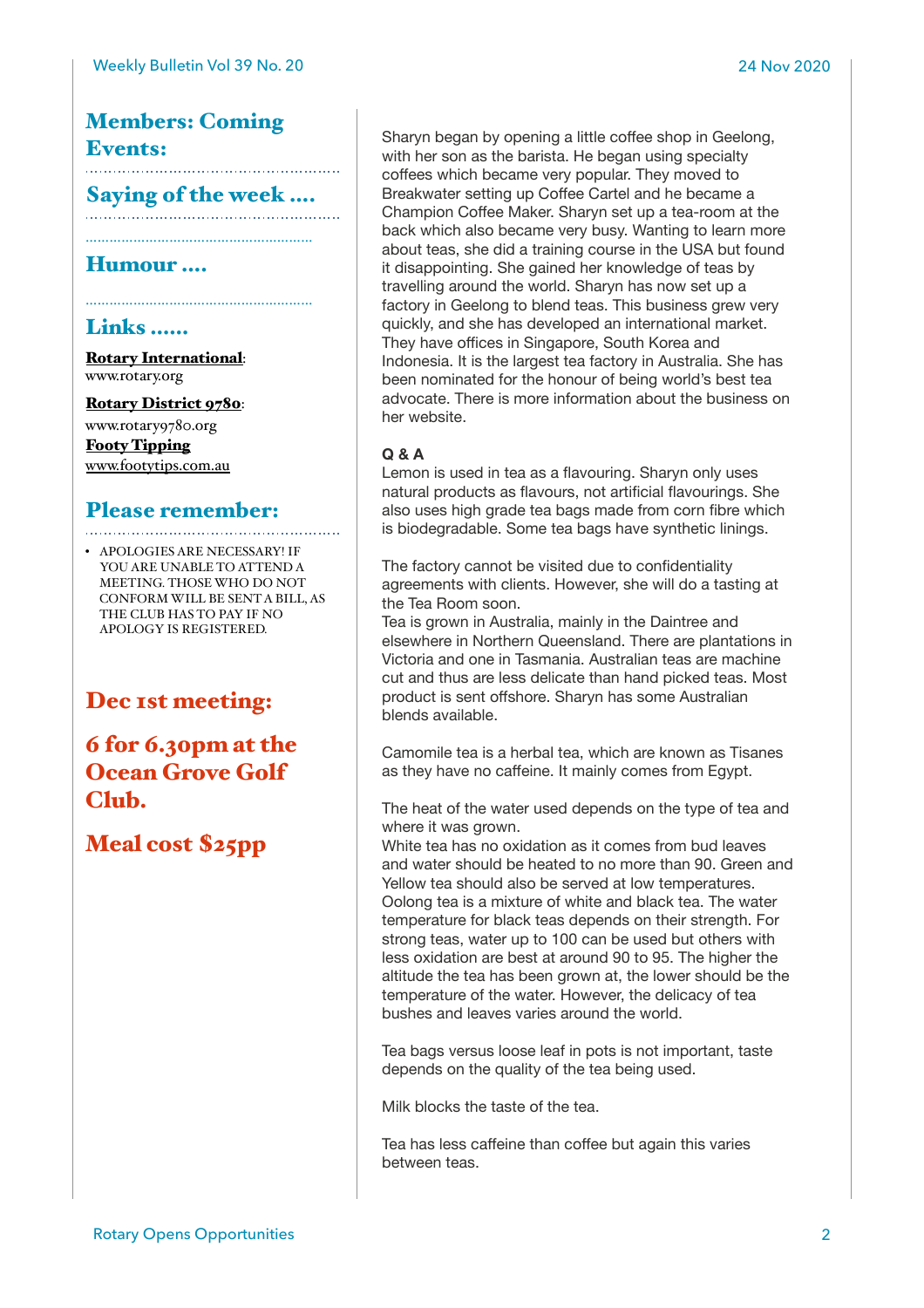## Members: Coming Events:

## Saying of the week ....

## Humour ....

## Links ......

**Rotary International**: www.rotary.org

**Rotary District 9780**: www.rotary9780.org

**Footy Tipping**
www.footytips.com.au

## Please remember:

- APOLOGIES ARE NECESSARY! IF YOU ARE UNABLE TO ATTEND A MEETING. THOSE WHO DO NOT CONFORM WILL BE SENT A BILL, AS THE CLUB HAS TO PAY IF NO APOLOGY IS REGISTERED.

## Dec 1st meeting:

## 6 for 6.30pm at the Ocean Grove Golf Club.

## Meal cost $25pp

Sharyn began by opening a little coffee shop in Geelong, with her son as the barista. He began using specialty coffees which became very popular. They moved to Breakwater setting up Coffee Cartel and he became a Champion Coffee Maker. Sharyn set up a tea-room at the back which also became very busy. Wanting to learn more about teas, she did a training course in the USA but found it disappointing. She gained her knowledge of teas by travelling around the world. Sharyn has now set up a factory in Geelong to blend teas. This business grew very quickly, and she has developed an international market. They have offices in Singapore, South Korea and Indonesia. It is the largest tea factory in Australia. She has been nominated for the honour of being world's best tea advocate. There is more information about the business on her website.

**Q & A**

Lemon is used in tea as a flavouring. Sharyn only uses natural products as flavours, not artificial flavourings. She also uses high grade tea bags made from corn fibre which is biodegradable. Some tea bags have synthetic linings.

The factory cannot be visited due to confidentiality agreements with clients. However, she will do a tasting at the Tea Room soon.

Tea is grown in Australia, mainly in the Daintree and elsewhere in Northern Queensland. There are plantations in Victoria and one in Tasmania. Australian teas are machine cut and thus are less delicate than hand picked teas. Most product is sent offshore. Sharyn has some Australian blends available.

Camomile tea is a herbal tea, which are known as Tisanes as they have no caffeine. It mainly comes from Egypt.

The heat of the water used depends on the type of tea and where it was grown.

White tea has no oxidation as it comes from bud leaves and water should be heated to no more than 90. Green and Yellow tea should also be served at low temperatures. Oolong tea is a mixture of white and black tea. The water temperature for black teas depends on their strength. For strong teas, water up to 100 can be used but others with less oxidation are best at around 90 to 95. The higher the altitude the tea has been grown at, the lower should be the temperature of the water. However, the delicacy of tea bushes and leaves varies around the world.

Tea bags versus loose leaf in pots is not important, taste depends on the quality of the tea being used.

Milk blocks the taste of the tea.

Tea has less caffeine than coffee but again this varies between teas.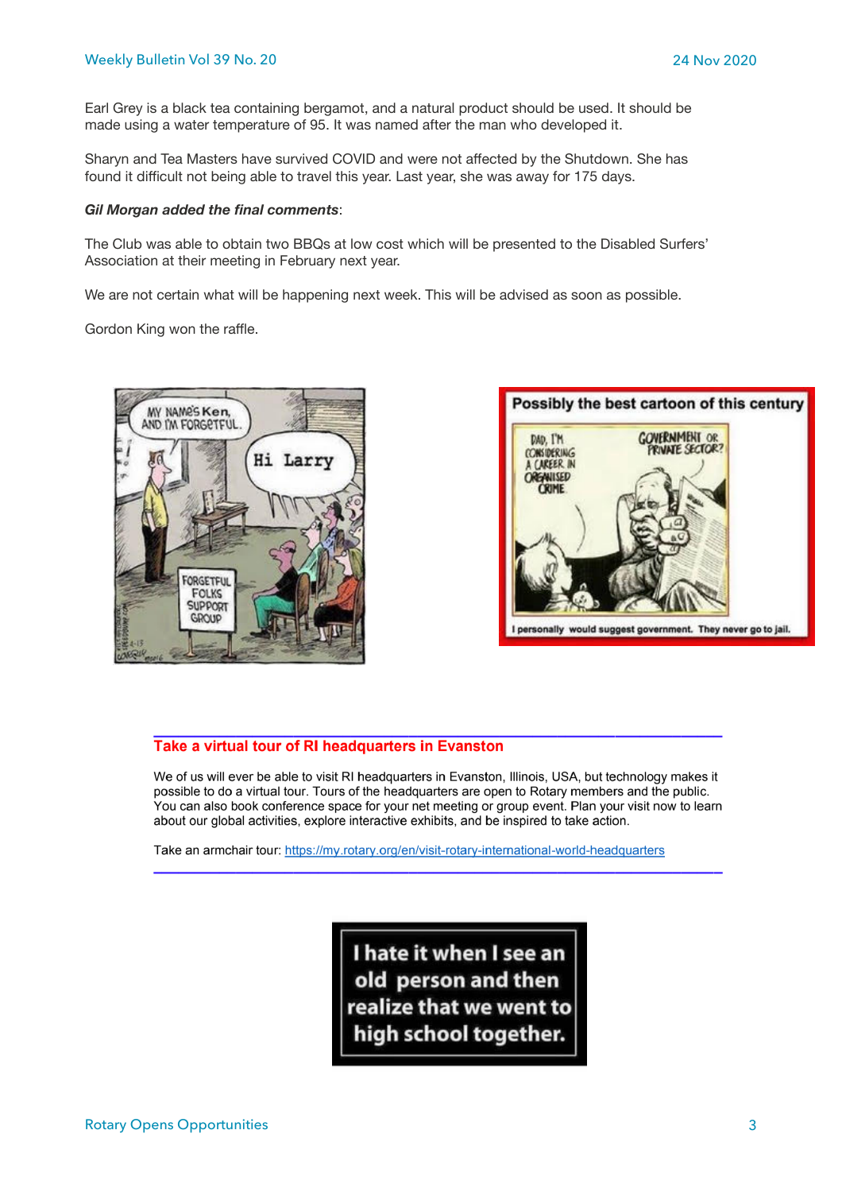Earl Grey is a black tea containing bergamot, and a natural product should be used. It should be made using a water temperature of 95. It was named after the man who developed it.

Sharyn and Tea Masters have survived COVID and were not affected by the Shutdown. She has found it difficult not being able to travel this year. Last year, she was away for 175 days.

***Gil Morgan added the final comments***:

The Club was able to obtain two BBQs at low cost which will be presented to the Disabled Surfers' Association at their meeting in February next year.

We are not certain what will be happening next week. This will be advised as soon as possible.

Gordon King won the raffle.

## Take a virtual tour of RI headquarters in Evanston

We of us will ever be able to visit RI headquarters in Evanston, Illinois, USA, but technology makes it possible to do a virtual tour. Tours of the headquarters are open to Rotary members and the public. You can also book conference space for your net meeting or group event. Plan your visit now to learn about our global activities, explore interactive exhibits, and be inspired to take action.

Take an armchair tour: https://my.rotary.org/en/visit-rotary-international-world-headquarters

I hate it when I see an old person and then realize that we went to high school together.